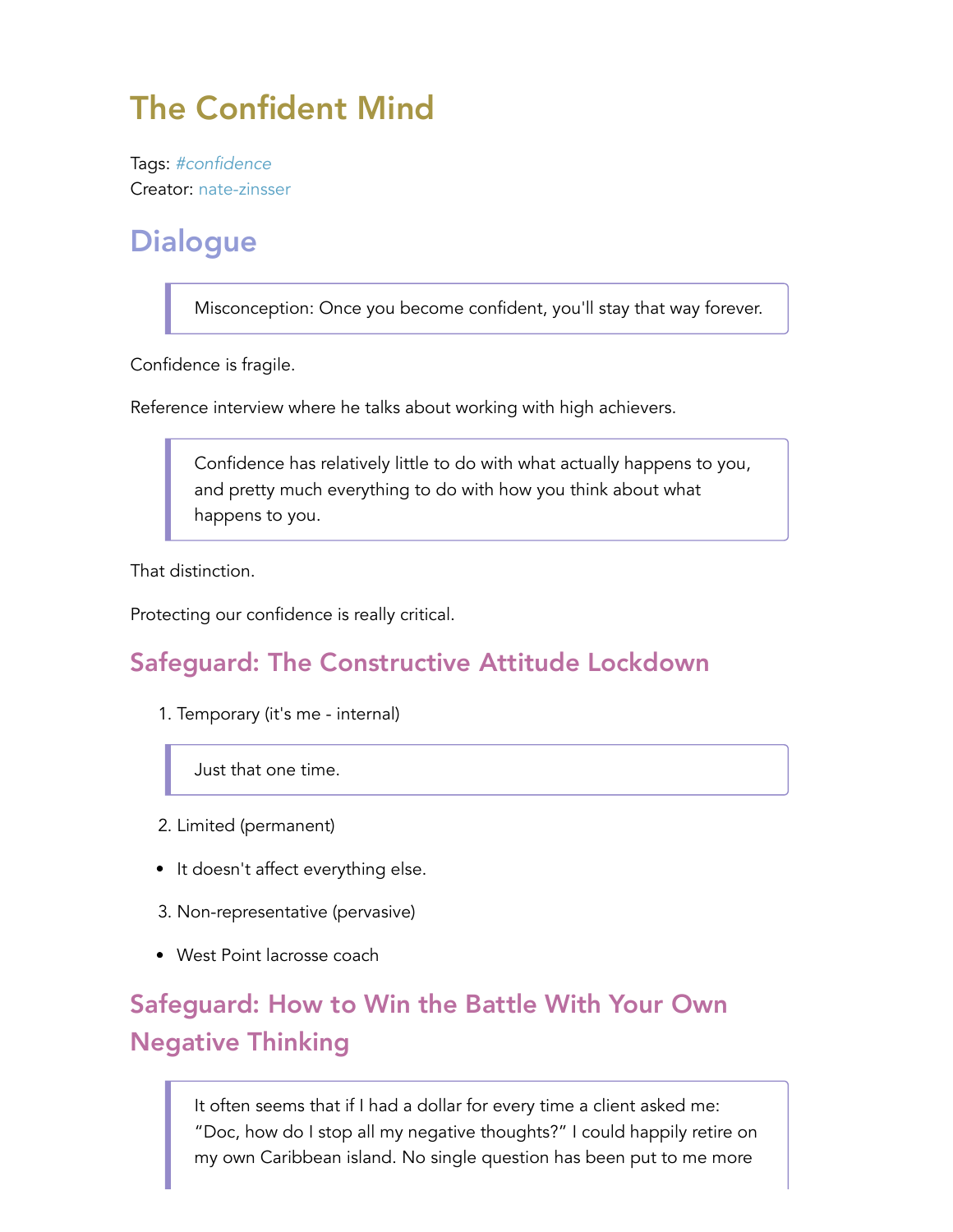# The Confident Mind

Tags: *#confidence*
Creator: nate-zinsser

## Dialogue

> Misconception: Once you become confident, you'll stay that way forever.

Confidence is fragile.

Reference interview where he talks about working with high achievers.

> Confidence has relatively little to do with what actually happens to you, and pretty much everything to do with how you think about what happens to you.

That distinction.

Protecting our confidence is really critical.

### Safeguard: The Constructive Attitude Lockdown

1. Temporary (it's me - internal)

> Just that one time.

2. Limited (permanent)

- It doesn't affect everything else.

3. Non-representative (pervasive)

- West Point lacrosse coach

### Safeguard: How to Win the Battle With Your Own Negative Thinking

> It often seems that if I had a dollar for every time a client asked me: "Doc, how do I stop all my negative thoughts?" I could happily retire on my own Caribbean island. No single question has been put to me more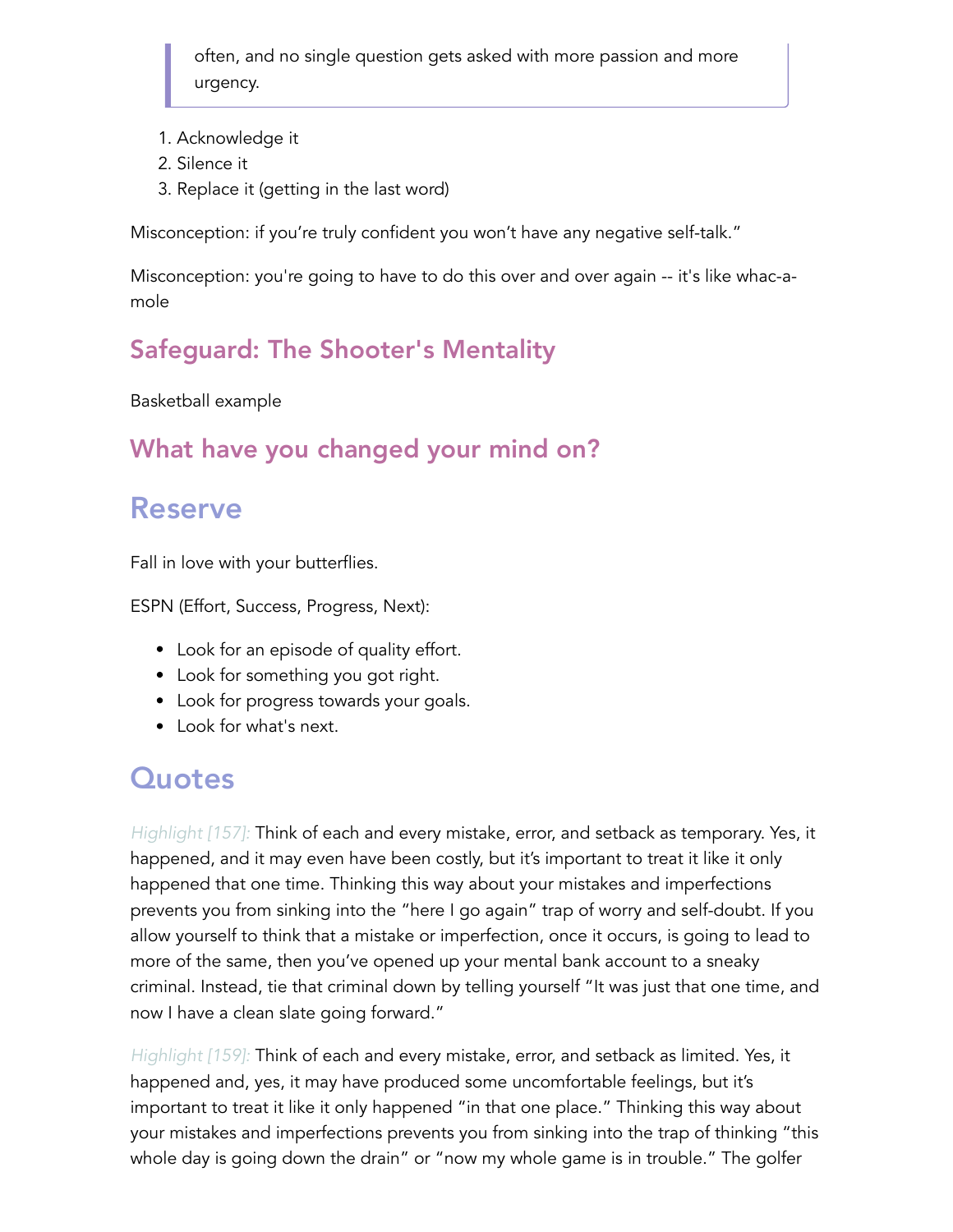> often, and no single question gets asked with more passion and more urgency.

1. Acknowledge it
2. Silence it
3. Replace it (getting in the last word)

Misconception: if you're truly confident you won't have any negative self-talk."

Misconception: you're going to have to do this over and over again -- it's like whac-a-mole

### Safeguard: The Shooter's Mentality

Basketball example

### What have you changed your mind on?

## Reserve

Fall in love with your butterflies.

ESPN (Effort, Success, Progress, Next):

- Look for an episode of quality effort.
- Look for something you got right.
- Look for progress towards your goals.
- Look for what's next.

## Quotes

*Highlight [157]:* Think of each and every mistake, error, and setback as temporary. Yes, it happened, and it may even have been costly, but it's important to treat it like it only happened that one time. Thinking this way about your mistakes and imperfections prevents you from sinking into the "here I go again" trap of worry and self-doubt. If you allow yourself to think that a mistake or imperfection, once it occurs, is going to lead to more of the same, then you've opened up your mental bank account to a sneaky criminal. Instead, tie that criminal down by telling yourself "It was just that one time, and now I have a clean slate going forward."

*Highlight [159]:* Think of each and every mistake, error, and setback as limited. Yes, it happened and, yes, it may have produced some uncomfortable feelings, but it's important to treat it like it only happened "in that one place." Thinking this way about your mistakes and imperfections prevents you from sinking into the trap of thinking "this whole day is going down the drain" or "now my whole game is in trouble." The golfer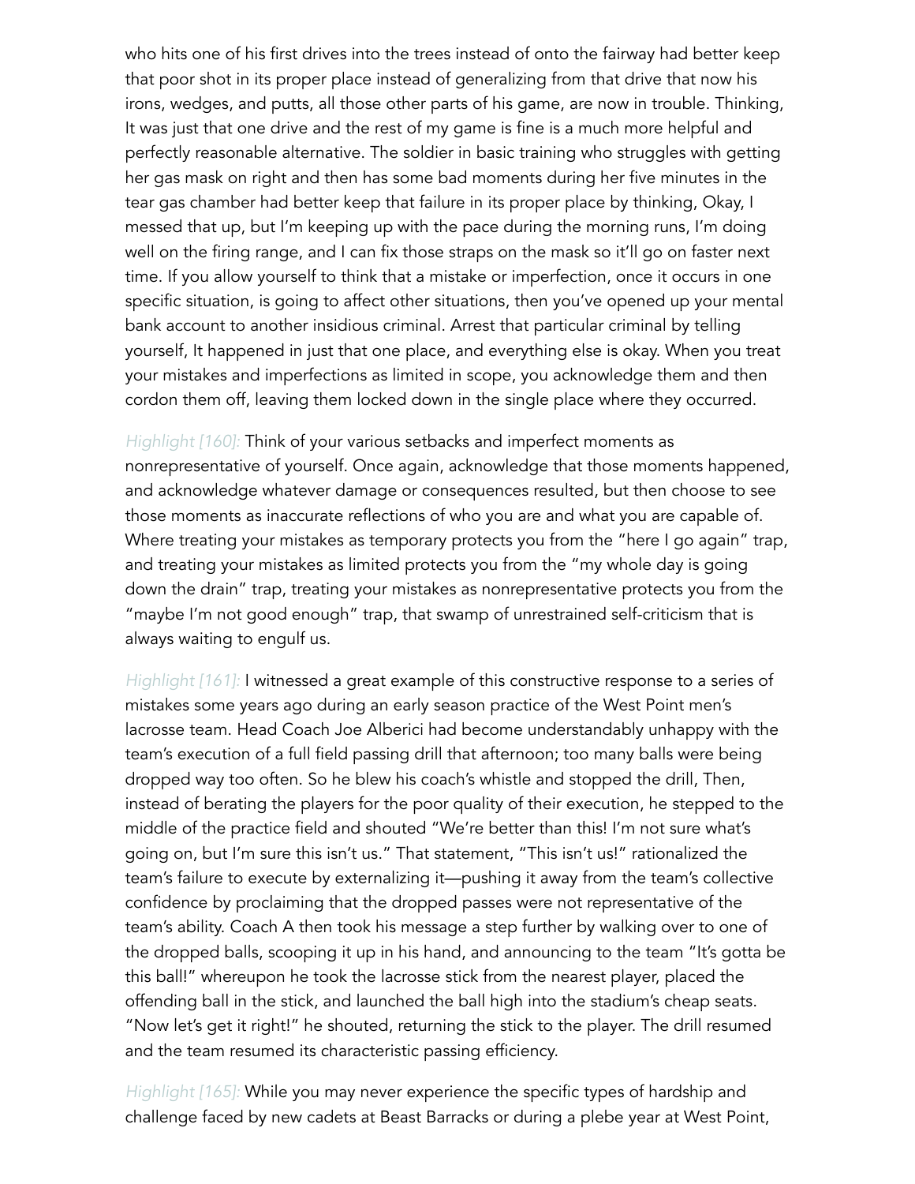who hits one of his first drives into the trees instead of onto the fairway had better keep that poor shot in its proper place instead of generalizing from that drive that now his irons, wedges, and putts, all those other parts of his game, are now in trouble. Thinking, It was just that one drive and the rest of my game is fine is a much more helpful and perfectly reasonable alternative. The soldier in basic training who struggles with getting her gas mask on right and then has some bad moments during her five minutes in the tear gas chamber had better keep that failure in its proper place by thinking, Okay, I messed that up, but I'm keeping up with the pace during the morning runs, I'm doing well on the firing range, and I can fix those straps on the mask so it'll go on faster next time. If you allow yourself to think that a mistake or imperfection, once it occurs in one specific situation, is going to affect other situations, then you've opened up your mental bank account to another insidious criminal. Arrest that particular criminal by telling yourself, It happened in just that one place, and everything else is okay. When you treat your mistakes and imperfections as limited in scope, you acknowledge them and then cordon them off, leaving them locked down in the single place where they occurred.

*Highlight [160]:* Think of your various setbacks and imperfect moments as nonrepresentative of yourself. Once again, acknowledge that those moments happened, and acknowledge whatever damage or consequences resulted, but then choose to see those moments as inaccurate reflections of who you are and what you are capable of. Where treating your mistakes as temporary protects you from the "here I go again" trap, and treating your mistakes as limited protects you from the "my whole day is going down the drain" trap, treating your mistakes as nonrepresentative protects you from the "maybe I'm not good enough" trap, that swamp of unrestrained self-criticism that is always waiting to engulf us.

*Highlight [161]:* I witnessed a great example of this constructive response to a series of mistakes some years ago during an early season practice of the West Point men's lacrosse team. Head Coach Joe Alberici had become understandably unhappy with the team's execution of a full field passing drill that afternoon; too many balls were being dropped way too often. So he blew his coach's whistle and stopped the drill, Then, instead of berating the players for the poor quality of their execution, he stepped to the middle of the practice field and shouted "We're better than this! I'm not sure what's going on, but I'm sure this isn't us." That statement, "This isn't us!" rationalized the team's failure to execute by externalizing it—pushing it away from the team's collective confidence by proclaiming that the dropped passes were not representative of the team's ability. Coach A then took his message a step further by walking over to one of the dropped balls, scooping it up in his hand, and announcing to the team "It's gotta be this ball!" whereupon he took the lacrosse stick from the nearest player, placed the offending ball in the stick, and launched the ball high into the stadium's cheap seats. "Now let's get it right!" he shouted, returning the stick to the player. The drill resumed and the team resumed its characteristic passing efficiency.

*Highlight [165]:* While you may never experience the specific types of hardship and challenge faced by new cadets at Beast Barracks or during a plebe year at West Point,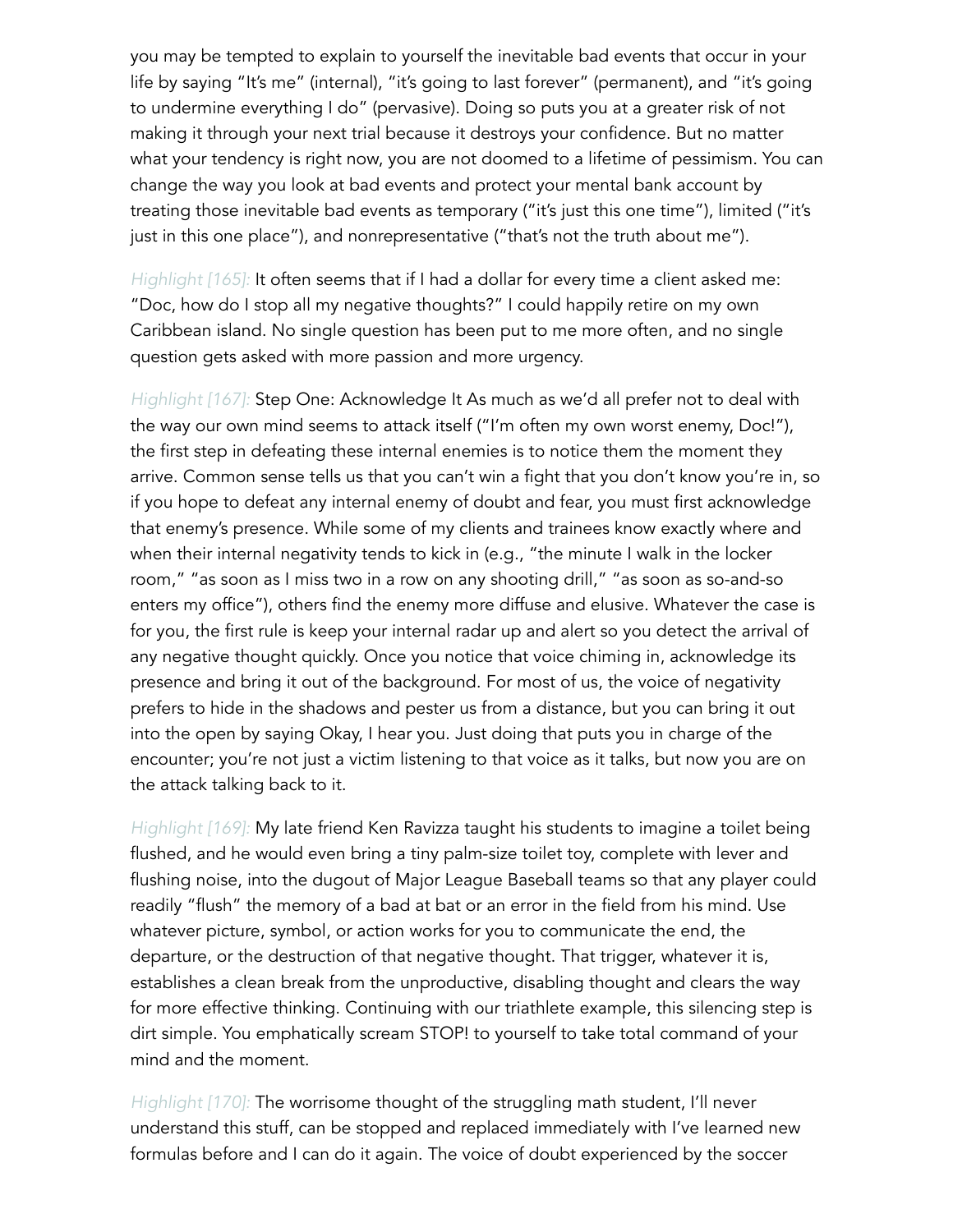you may be tempted to explain to yourself the inevitable bad events that occur in your life by saying "It's me" (internal), "it's going to last forever" (permanent), and "it's going to undermine everything I do" (pervasive). Doing so puts you at a greater risk of not making it through your next trial because it destroys your confidence. But no matter what your tendency is right now, you are not doomed to a lifetime of pessimism. You can change the way you look at bad events and protect your mental bank account by treating those inevitable bad events as temporary ("it's just this one time"), limited ("it's just in this one place"), and nonrepresentative ("that's not the truth about me").

*Highlight [165]:* It often seems that if I had a dollar for every time a client asked me: "Doc, how do I stop all my negative thoughts?" I could happily retire on my own Caribbean island. No single question has been put to me more often, and no single question gets asked with more passion and more urgency.

*Highlight [167]:* Step One: Acknowledge It As much as we'd all prefer not to deal with the way our own mind seems to attack itself ("I'm often my own worst enemy, Doc!"), the first step in defeating these internal enemies is to notice them the moment they arrive. Common sense tells us that you can't win a fight that you don't know you're in, so if you hope to defeat any internal enemy of doubt and fear, you must first acknowledge that enemy's presence. While some of my clients and trainees know exactly where and when their internal negativity tends to kick in (e.g., "the minute I walk in the locker room," "as soon as I miss two in a row on any shooting drill," "as soon as so-and-so enters my office"), others find the enemy more diffuse and elusive. Whatever the case is for you, the first rule is keep your internal radar up and alert so you detect the arrival of any negative thought quickly. Once you notice that voice chiming in, acknowledge its presence and bring it out of the background. For most of us, the voice of negativity prefers to hide in the shadows and pester us from a distance, but you can bring it out into the open by saying Okay, I hear you. Just doing that puts you in charge of the encounter; you're not just a victim listening to that voice as it talks, but now you are on the attack talking back to it.

*Highlight [169]:* My late friend Ken Ravizza taught his students to imagine a toilet being flushed, and he would even bring a tiny palm-size toilet toy, complete with lever and flushing noise, into the dugout of Major League Baseball teams so that any player could readily "flush" the memory of a bad at bat or an error in the field from his mind. Use whatever picture, symbol, or action works for you to communicate the end, the departure, or the destruction of that negative thought. That trigger, whatever it is, establishes a clean break from the unproductive, disabling thought and clears the way for more effective thinking. Continuing with our triathlete example, this silencing step is dirt simple. You emphatically scream STOP! to yourself to take total command of your mind and the moment.

*Highlight [170]:* The worrisome thought of the struggling math student, I'll never understand this stuff, can be stopped and replaced immediately with I've learned new formulas before and I can do it again. The voice of doubt experienced by the soccer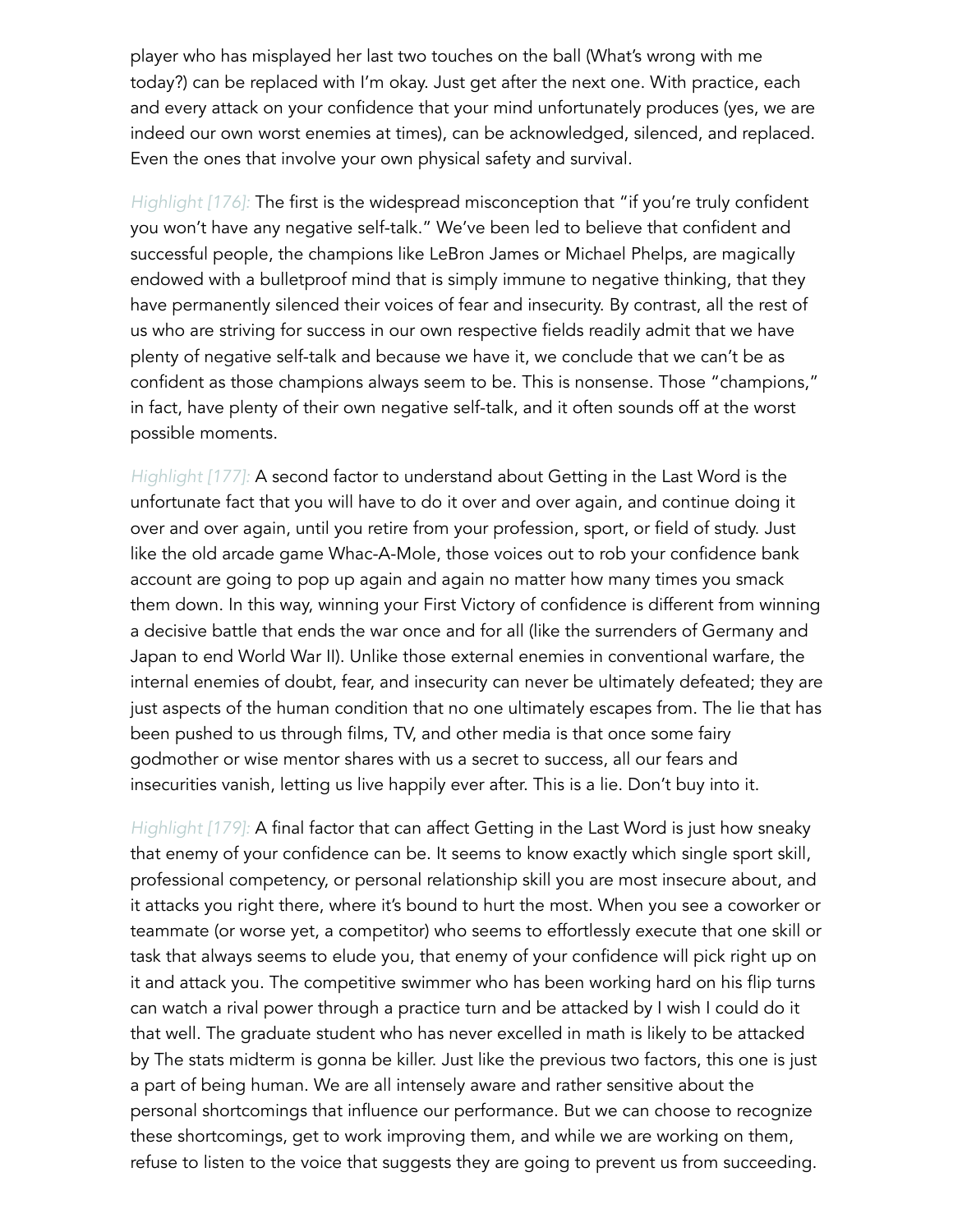player who has misplayed her last two touches on the ball (What's wrong with me today?) can be replaced with I'm okay. Just get after the next one. With practice, each and every attack on your confidence that your mind unfortunately produces (yes, we are indeed our own worst enemies at times), can be acknowledged, silenced, and replaced. Even the ones that involve your own physical safety and survival.

*Highlight [176]:* The first is the widespread misconception that "if you're truly confident you won't have any negative self-talk." We've been led to believe that confident and successful people, the champions like LeBron James or Michael Phelps, are magically endowed with a bulletproof mind that is simply immune to negative thinking, that they have permanently silenced their voices of fear and insecurity. By contrast, all the rest of us who are striving for success in our own respective fields readily admit that we have plenty of negative self-talk and because we have it, we conclude that we can't be as confident as those champions always seem to be. This is nonsense. Those "champions," in fact, have plenty of their own negative self-talk, and it often sounds off at the worst possible moments.

*Highlight [177]:* A second factor to understand about Getting in the Last Word is the unfortunate fact that you will have to do it over and over again, and continue doing it over and over again, until you retire from your profession, sport, or field of study. Just like the old arcade game Whac-A-Mole, those voices out to rob your confidence bank account are going to pop up again and again no matter how many times you smack them down. In this way, winning your First Victory of confidence is different from winning a decisive battle that ends the war once and for all (like the surrenders of Germany and Japan to end World War II). Unlike those external enemies in conventional warfare, the internal enemies of doubt, fear, and insecurity can never be ultimately defeated; they are just aspects of the human condition that no one ultimately escapes from. The lie that has been pushed to us through films, TV, and other media is that once some fairy godmother or wise mentor shares with us a secret to success, all our fears and insecurities vanish, letting us live happily ever after. This is a lie. Don't buy into it.

*Highlight [179]:* A final factor that can affect Getting in the Last Word is just how sneaky that enemy of your confidence can be. It seems to know exactly which single sport skill, professional competency, or personal relationship skill you are most insecure about, and it attacks you right there, where it's bound to hurt the most. When you see a coworker or teammate (or worse yet, a competitor) who seems to effortlessly execute that one skill or task that always seems to elude you, that enemy of your confidence will pick right up on it and attack you. The competitive swimmer who has been working hard on his flip turns can watch a rival power through a practice turn and be attacked by I wish I could do it that well. The graduate student who has never excelled in math is likely to be attacked by The stats midterm is gonna be killer. Just like the previous two factors, this one is just a part of being human. We are all intensely aware and rather sensitive about the personal shortcomings that influence our performance. But we can choose to recognize these shortcomings, get to work improving them, and while we are working on them, refuse to listen to the voice that suggests they are going to prevent us from succeeding.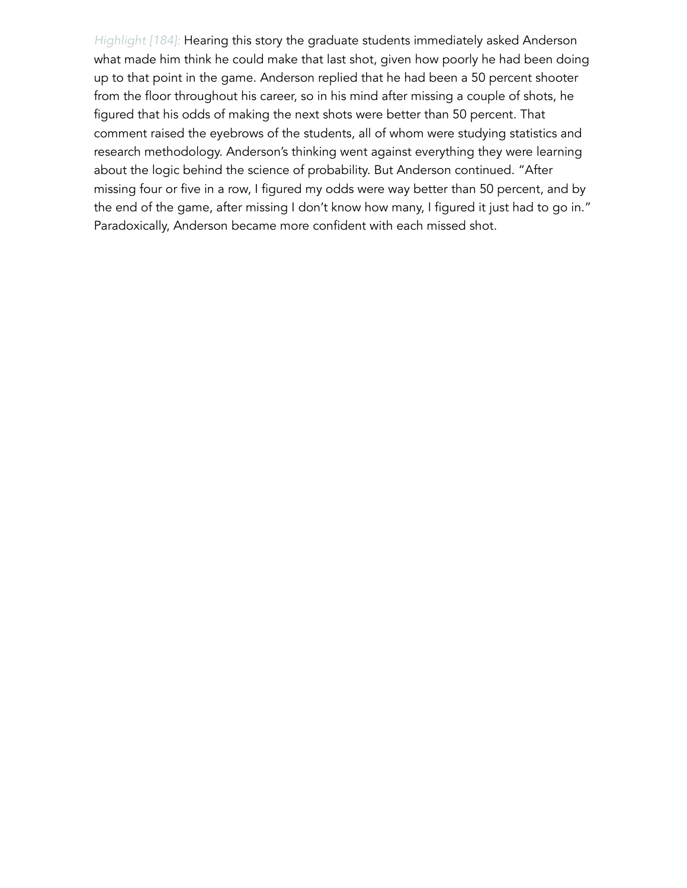*Highlight [184]:* Hearing this story the graduate students immediately asked Anderson what made him think he could make that last shot, given how poorly he had been doing up to that point in the game. Anderson replied that he had been a 50 percent shooter from the floor throughout his career, so in his mind after missing a couple of shots, he figured that his odds of making the next shots were better than 50 percent. That comment raised the eyebrows of the students, all of whom were studying statistics and research methodology. Anderson's thinking went against everything they were learning about the logic behind the science of probability. But Anderson continued. "After missing four or five in a row, I figured my odds were way better than 50 percent, and by the end of the game, after missing I don't know how many, I figured it just had to go in." Paradoxically, Anderson became more confident with each missed shot.